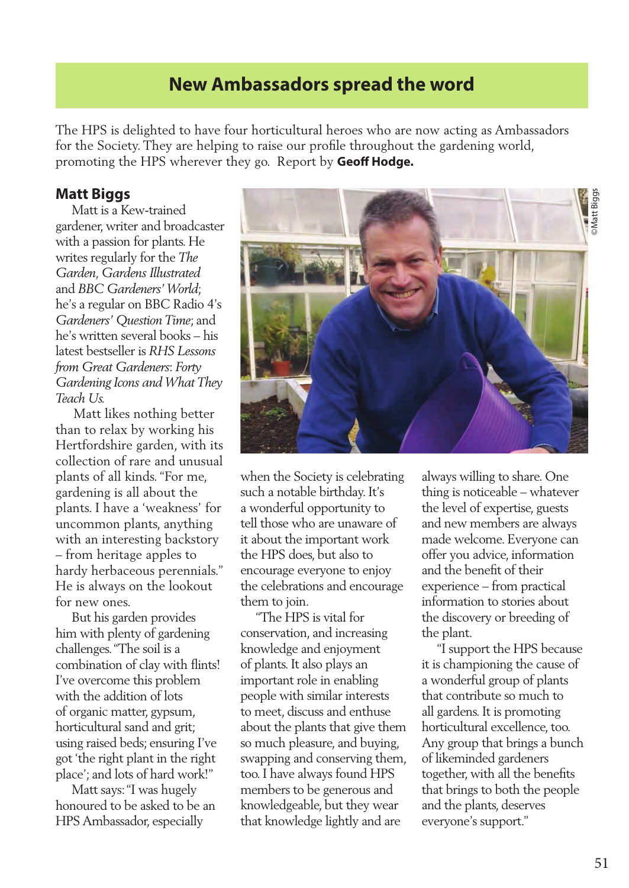# New Ambassadors spread the word

The HPS is delighted to have four horticultural heroes who are now acting as Ambassadors for the Society. They are helping to raise our profile throughout the gardening world, promoting the HPS wherever they go. Report by **Geoff Hodge.**

## Matt Biggs

Matt is a Kew-trained gardener, writer and broadcaster with a passion for plants. He writes regularly for the *The Garden*, *Gardens Illustrated* and *BBC Gardeners' World*; he's a regular on BBC Radio 4's *Gardeners' Question Time*; and he's written several books – his latest bestseller is *RHS Lessons from Great Gardeners: Forty Gardening Icons and What They Teach Us.*

Matt likes nothing better than to relax by working his Hertfordshire garden, with its collection of rare and unusual plants of all kinds. "For me, gardening is all about the plants. I have a 'weakness' for uncommon plants, anything with an interesting backstory – from heritage apples to hardy herbaceous perennials." He is always on the lookout for new ones.

But his garden provides him with plenty of gardening challenges. "The soil is a combination of clay with flints! I've overcome this problem with the addition of lots of organic matter, gypsum, horticultural sand and grit; using raised beds; ensuring I've got 'the right plant in the right place'; and lots of hard work!"

Matt says: "I was hugely honoured to be asked to be an HPS Ambassador, especially when the Society is celebrating such a notable birthday. It's a wonderful opportunity to tell those who are unaware of it about the important work the HPS does, but also to encourage everyone to enjoy the celebrations and encourage them to join.

"The HPS is vital for conservation, and increasing knowledge and enjoyment of plants. It also plays an important role in enabling people with similar interests to meet, discuss and enthuse about the plants that give them so much pleasure, and buying, swapping and conserving them, too. I have always found HPS members to be generous and knowledgeable, but they wear that knowledge lightly and are always willing to share. One thing is noticeable – whatever the level of expertise, guests and new members are always made welcome. Everyone can offer you advice, information and the benefit of their experience – from practical information to stories about the discovery or breeding of the plant.

"I support the HPS because it is championing the cause of a wonderful group of plants that contribute so much to all gardens. It is promoting horticultural excellence, too. Any group that brings a bunch of likeminded gardeners together, with all the benefits that brings to both the people and the plants, deserves everyone's support."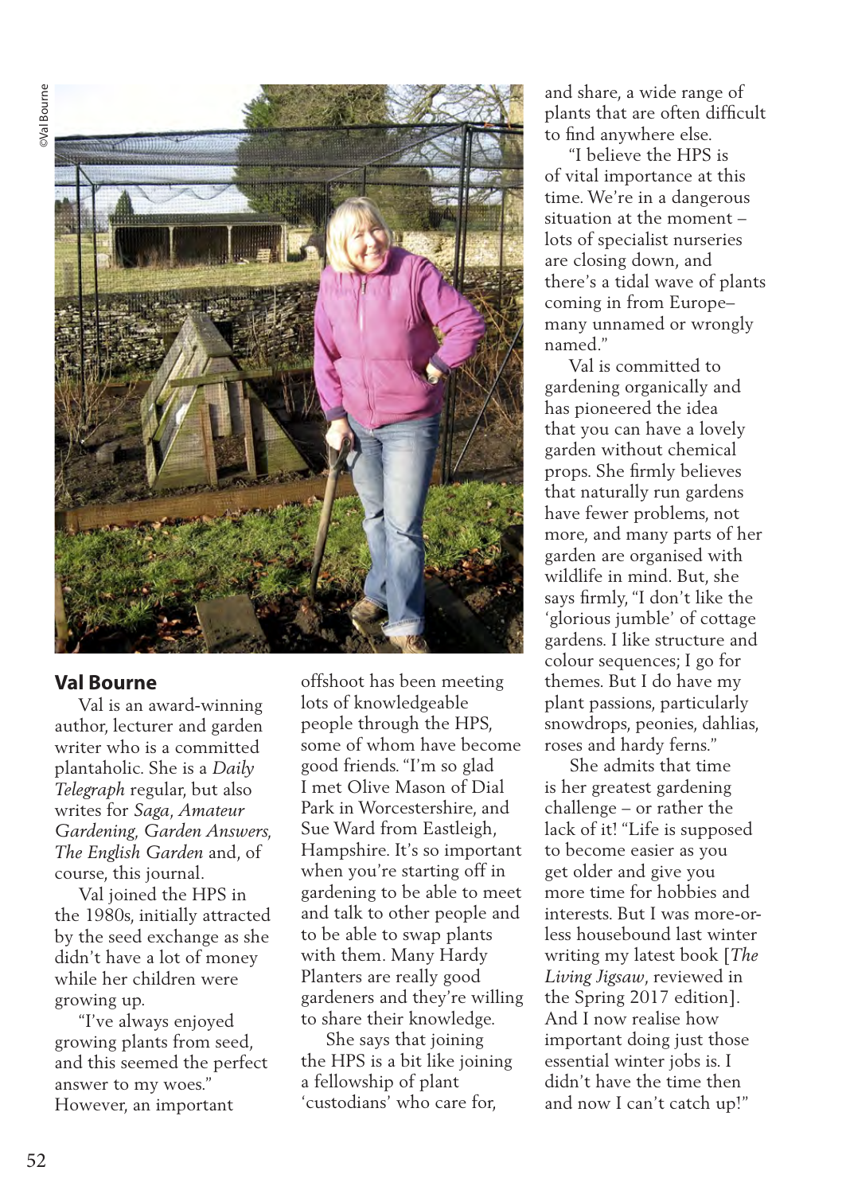©Val Bourne

## Val Bourne

Val is an award-winning author, lecturer and garden writer who is a committed plantaholic. She is a *Daily Telegraph* regular, but also writes for *Saga*, *Amateur Gardening*, *Garden Answers*, *The English Garden* and, of course, this journal.

Val joined the HPS in the 1980s, initially attracted by the seed exchange as she didn't have a lot of money while her children were growing up.

"I've always enjoyed growing plants from seed, and this seemed the perfect answer to my woes." However, an important offshoot has been meeting lots of knowledgeable people through the HPS, some of whom have become good friends. "I'm so glad I met Olive Mason of Dial Park in Worcestershire, and Sue Ward from Eastleigh, Hampshire. It's so important when you're starting off in gardening to be able to meet and talk to other people and to be able to swap plants with them. Many Hardy Planters are really good gardeners and they're willing to share their knowledge.

She says that joining the HPS is a bit like joining a fellowship of plant 'custodians' who care for, and share, a wide range of plants that are often difficult to find anywhere else.

"I believe the HPS is of vital importance at this time. We're in a dangerous situation at the moment – lots of specialist nurseries are closing down, and there's a tidal wave of plants coming in from Europe– many unnamed or wrongly named."

Val is committed to gardening organically and has pioneered the idea that you can have a lovely garden without chemical props. She firmly believes that naturally run gardens have fewer problems, not more, and many parts of her garden are organised with wildlife in mind. But, she says firmly, "I don't like the 'glorious jumble' of cottage gardens. I like structure and colour sequences; I go for themes. But I do have my plant passions, particularly snowdrops, peonies, dahlias, roses and hardy ferns."

She admits that time is her greatest gardening challenge – or rather the lack of it! "Life is supposed to become easier as you get older and give you more time for hobbies and interests. But I was more-or-less housebound last winter writing my latest book [*The Living Jigsaw*, reviewed in the Spring 2017 edition]. And I now realise how important doing just those essential winter jobs is. I didn't have the time then and now I can't catch up!"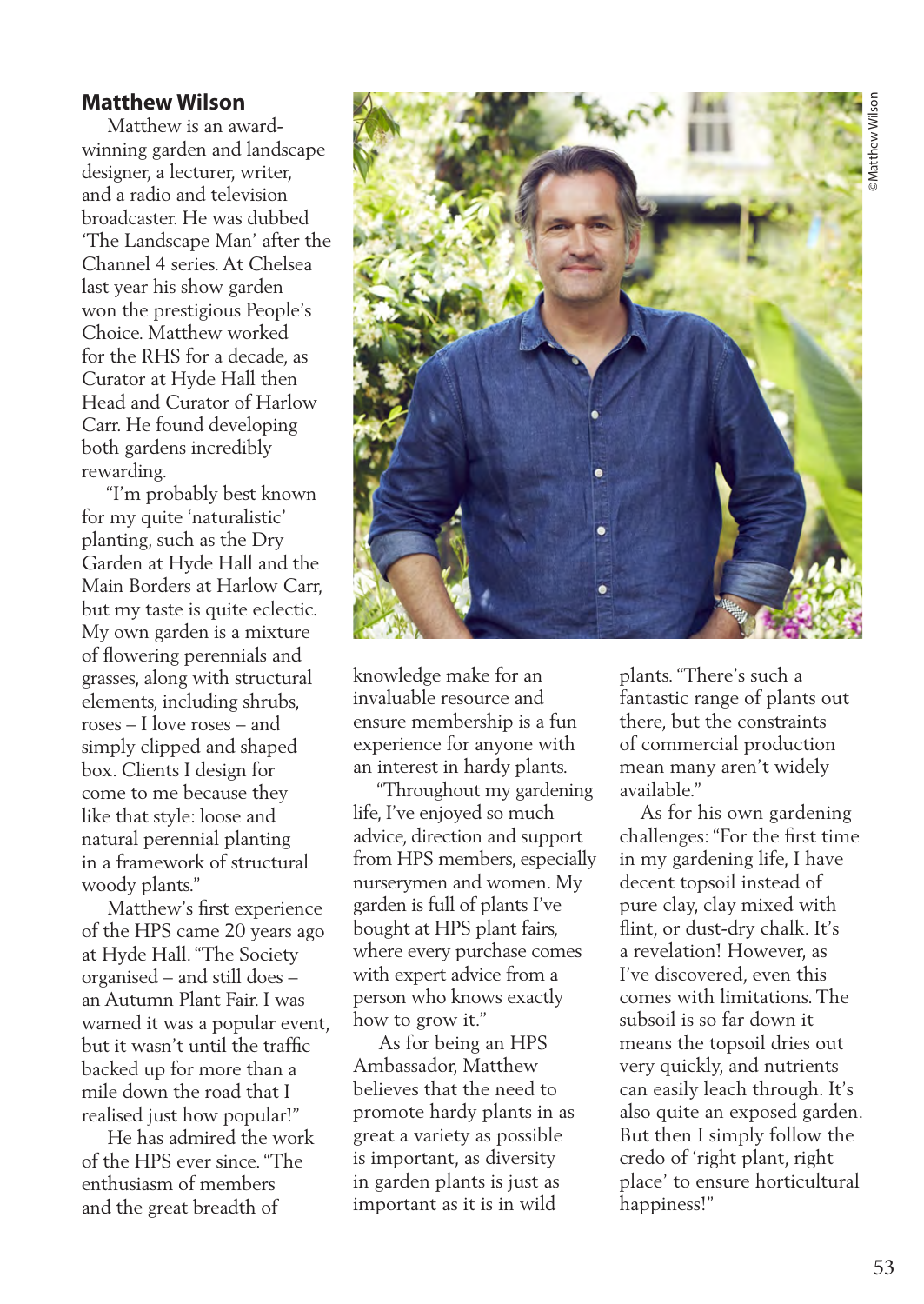## Matthew Wilson

Matthew is an award-winning garden and landscape designer, a lecturer, writer, and a radio and television broadcaster. He was dubbed 'The Landscape Man' after the Channel 4 series. At Chelsea last year his show garden won the prestigious People's Choice. Matthew worked for the RHS for a decade, as Curator at Hyde Hall then Head and Curator of Harlow Carr. He found developing both gardens incredibly rewarding.

"I'm probably best known for my quite 'naturalistic' planting, such as the Dry Garden at Hyde Hall and the Main Borders at Harlow Carr, but my taste is quite eclectic. My own garden is a mixture of flowering perennials and grasses, along with structural elements, including shrubs, roses – I love roses – and simply clipped and shaped box. Clients I design for come to me because they like that style: loose and natural perennial planting in a framework of structural woody plants."

Matthew's first experience of the HPS came 20 years ago at Hyde Hall. "The Society organised – and still does – an Autumn Plant Fair. I was warned it was a popular event, but it wasn't until the traffic backed up for more than a mile down the road that I realised just how popular!"

He has admired the work of the HPS ever since. "The enthusiasm of members and the great breadth of knowledge make for an invaluable resource and ensure membership is a fun experience for anyone with an interest in hardy plants.

"Throughout my gardening life, I've enjoyed so much advice, direction and support from HPS members, especially nurserymen and women. My garden is full of plants I've bought at HPS plant fairs, where every purchase comes with expert advice from a person who knows exactly how to grow it."

As for being an HPS Ambassador, Matthew believes that the need to promote hardy plants in as great a variety as possible is important, as diversity in garden plants is just as important as it is in wild plants. "There's such a fantastic range of plants out there, but the constraints of commercial production mean many aren't widely available."

As for his own gardening challenges: "For the first time in my gardening life, I have decent topsoil instead of pure clay, clay mixed with flint, or dust-dry chalk. It's a revelation! However, as I've discovered, even this comes with limitations. The subsoil is so far down it means the topsoil dries out very quickly, and nutrients can easily leach through. It's also quite an exposed garden. But then I simply follow the credo of 'right plant, right place' to ensure horticultural happiness!"

©Matthew Wilson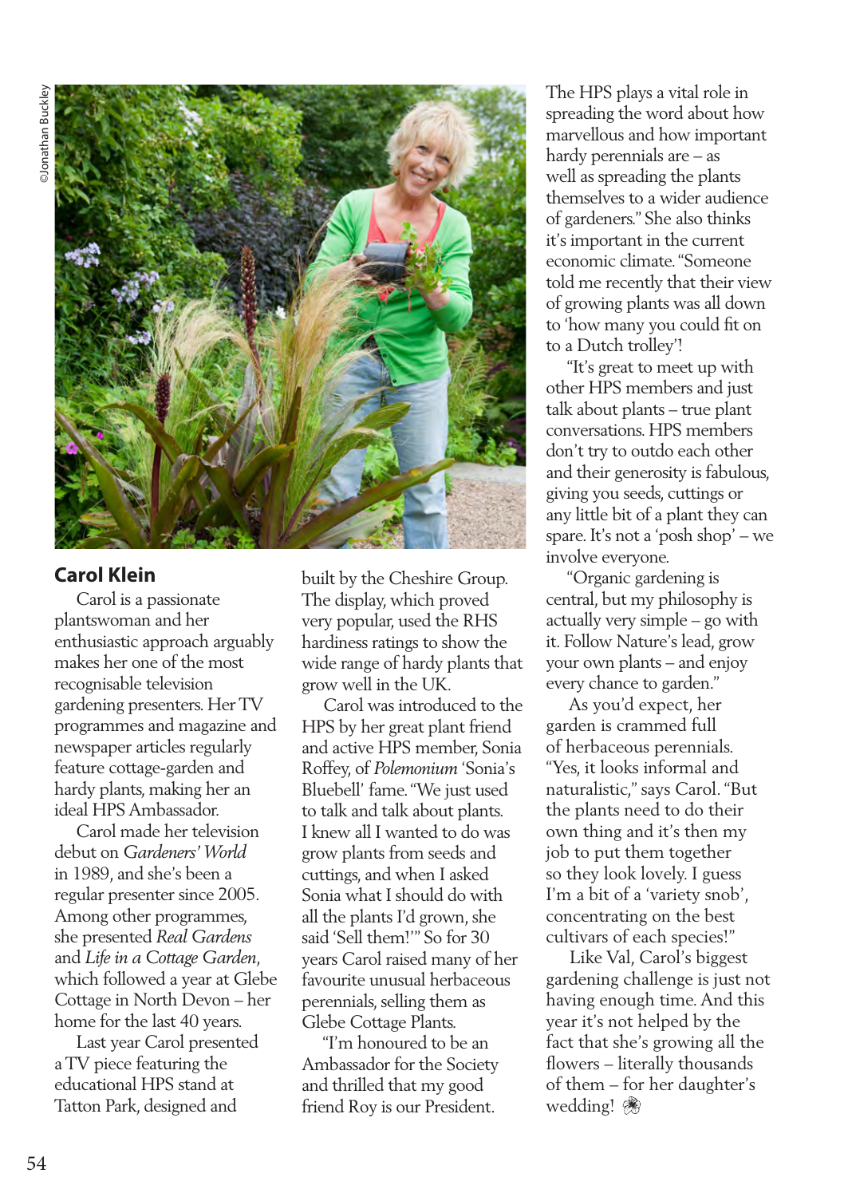## Carol Klein

Carol is a passionate plantswoman and her enthusiastic approach arguably makes her one of the most recognisable television gardening presenters. Her TV programmes and magazine and newspaper articles regularly feature cottage-garden and hardy plants, making her an ideal HPS Ambassador.

Carol made her television debut on *Gardeners' World* in 1989, and she's been a regular presenter since 2005. Among other programmes, she presented *Real Gardens* and *Life in a Cottage Garden*, which followed a year at Glebe Cottage in North Devon – her home for the last 40 years.

Last year Carol presented a TV piece featuring the educational HPS stand at Tatton Park, designed and built by the Cheshire Group. The display, which proved very popular, used the RHS hardiness ratings to show the wide range of hardy plants that grow well in the UK.

Carol was introduced to the HPS by her great plant friend and active HPS member, Sonia Roffey, of *Polemonium* 'Sonia's Bluebell' fame. "We just used to talk and talk about plants. I knew all I wanted to do was grow plants from seeds and cuttings, and when I asked Sonia what I should do with all the plants I'd grown, she said 'Sell them!'" So for 30 years Carol raised many of her favourite unusual herbaceous perennials, selling them as Glebe Cottage Plants.

"I'm honoured to be an Ambassador for the Society and thrilled that my good friend Roy is our President. The HPS plays a vital role in spreading the word about how marvellous and how important hardy perennials are – as well as spreading the plants themselves to a wider audience of gardeners." She also thinks it's important in the current economic climate. "Someone told me recently that their view of growing plants was all down to 'how many you could fit on to a Dutch trolley'!

"It's great to meet up with other HPS members and just talk about plants – true plant conversations. HPS members don't try to outdo each other and their generosity is fabulous, giving you seeds, cuttings or any little bit of a plant they can spare. It's not a 'posh shop' – we involve everyone.

"Organic gardening is central, but my philosophy is actually very simple – go with it. Follow Nature's lead, grow your own plants – and enjoy every chance to garden."

As you'd expect, her garden is crammed full of herbaceous perennials. "Yes, it looks informal and naturalistic," says Carol. "But the plants need to do their own thing and it's then my job to put them together so they look lovely. I guess I'm a bit of a 'variety snob', concentrating on the best cultivars of each species!"

Like Val, Carol's biggest gardening challenge is just not having enough time. And this year it's not helped by the fact that she's growing all the flowers – literally thousands of them – for her daughter's wedding! ❀